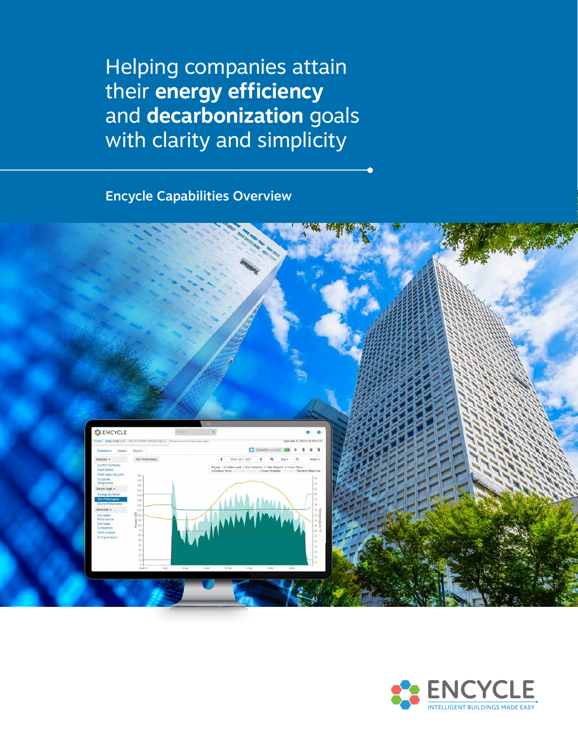# Helping companies attain their **energy efficiency** and **decarbonization** goals with clarity and simplicity

## Encycle Capabilities Overview

ENCYCLE

INTELLIGENT BUILDINGS MADE EASY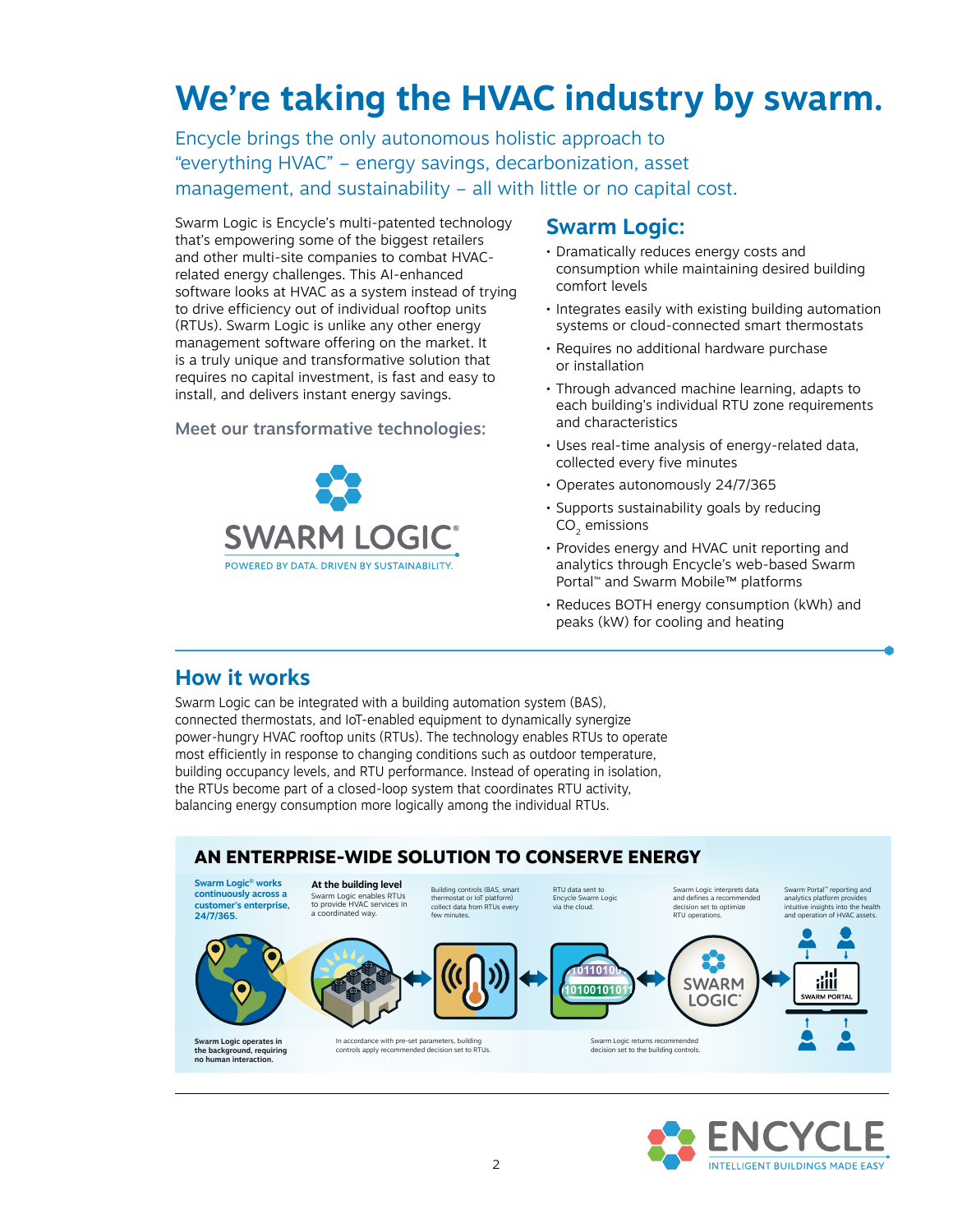# We're taking the HVAC industry by swarm.

Encycle brings the only autonomous holistic approach to "everything HVAC" – energy savings, decarbonization, asset management, and sustainability – all with little or no capital cost.

Swarm Logic is Encycle's multi-patented technology that's empowering some of the biggest retailers and other multi-site companies to combat HVAC-related energy challenges. This AI-enhanced software looks at HVAC as a system instead of trying to drive efficiency out of individual rooftop units (RTUs). Swarm Logic is unlike any other energy management software offering on the market. It is a truly unique and transformative solution that requires no capital investment, is fast and easy to install, and delivers instant energy savings.

### Meet our transformative technologies:

SWARM LOGIC®

POWERED BY DATA. DRIVEN BY SUSTAINABILITY.

## Swarm Logic:

- Dramatically reduces energy costs and consumption while maintaining desired building comfort levels
- Integrates easily with existing building automation systems or cloud-connected smart thermostats
- Requires no additional hardware purchase or installation
- Through advanced machine learning, adapts to each building's individual RTU zone requirements and characteristics
- Uses real-time analysis of energy-related data, collected every five minutes
- Operates autonomously 24/7/365
- Supports sustainability goals by reducing $CO_2$ emissions
- Provides energy and HVAC unit reporting and analytics through Encycle's web-based Swarm Portal™ and Swarm Mobile™ platforms
- Reduces BOTH energy consumption (kWh) and peaks (kW) for cooling and heating

## How it works

Swarm Logic can be integrated with a building automation system (BAS), connected thermostats, and IoT-enabled equipment to dynamically synergize power-hungry HVAC rooftop units (RTUs). The technology enables RTUs to operate most efficiently in response to changing conditions such as outdoor temperature, building occupancy levels, and RTU performance. Instead of operating in isolation, the RTUs become part of a closed-loop system that coordinates RTU activity, balancing energy consumption more logically among the individual RTUs.

### AN ENTERPRISE-WIDE SOLUTION TO CONSERVE ENERGY

**Swarm Logic® works continuously across a customer's enterprise, 24/7/365.**

**At the building level** Swarm Logic enables RTUs to provide HVAC services in a coordinated way.

Building controls (BAS, smart thermostat or IoT platform) collect data from RTUs every few minutes.

RTU data sent to Encycle Swarm Logic via the cloud.

Swarm Logic interprets data and defines a recommended decision set to optimize RTU operations.

Swarm Portal™ reporting and analytics platform provides intuitive insights into the health and operation of HVAC assets.

**Swarm Logic operates in the background, requiring no human interaction.**

In accordance with pre-set parameters, building controls apply recommended decision set to RTUs.

Swarm Logic returns recommended decision set to the building controls.

ENCYCLE

INTELLIGENT BUILDINGS MADE EASY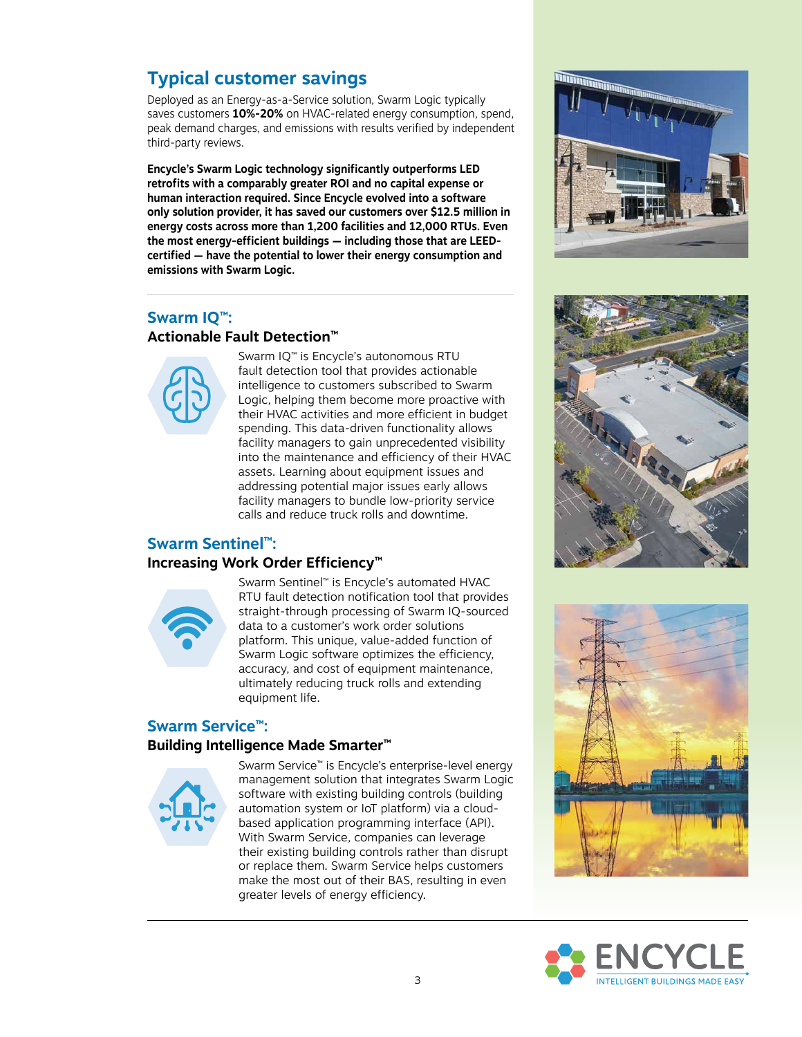## Typical customer savings

Deployed as an Energy-as-a-Service solution, Swarm Logic typically saves customers **10%-20%** on HVAC-related energy consumption, spend, peak demand charges, and emissions with results verified by independent third-party reviews.

**Encycle's Swarm Logic technology significantly outperforms LED retrofits with a comparably greater ROI and no capital expense or human interaction required. Since Encycle evolved into a software only solution provider, it has saved our customers over $12.5 million in energy costs across more than 1,200 facilities and 12,000 RTUs. Even the most energy-efficient buildings — including those that are LEED-certified — have the potential to lower their energy consumption and emissions with Swarm Logic.**

---

## Swarm IQ™:

### Actionable Fault Detection™

Swarm IQ™ is Encycle's autonomous RTU fault detection tool that provides actionable intelligence to customers subscribed to Swarm Logic, helping them become more proactive with their HVAC activities and more efficient in budget spending. This data-driven functionality allows facility managers to gain unprecedented visibility into the maintenance and efficiency of their HVAC assets. Learning about equipment issues and addressing potential major issues early allows facility managers to bundle low-priority service calls and reduce truck rolls and downtime.

## Swarm Sentinel™:

### Increasing Work Order Efficiency™

Swarm Sentinel™ is Encycle's automated HVAC RTU fault detection notification tool that provides straight-through processing of Swarm IQ-sourced data to a customer's work order solutions platform. This unique, value-added function of Swarm Logic software optimizes the efficiency, accuracy, and cost of equipment maintenance, ultimately reducing truck rolls and extending equipment life.

## Swarm Service™:

### Building Intelligence Made Smarter™

Swarm Service™ is Encycle's enterprise-level energy management solution that integrates Swarm Logic software with existing building controls (building automation system or IoT platform) via a cloud-based application programming interface (API). With Swarm Service, companies can leverage their existing building controls rather than disrupt or replace them. Swarm Service helps customers make the most out of their BAS, resulting in even greater levels of energy efficiency.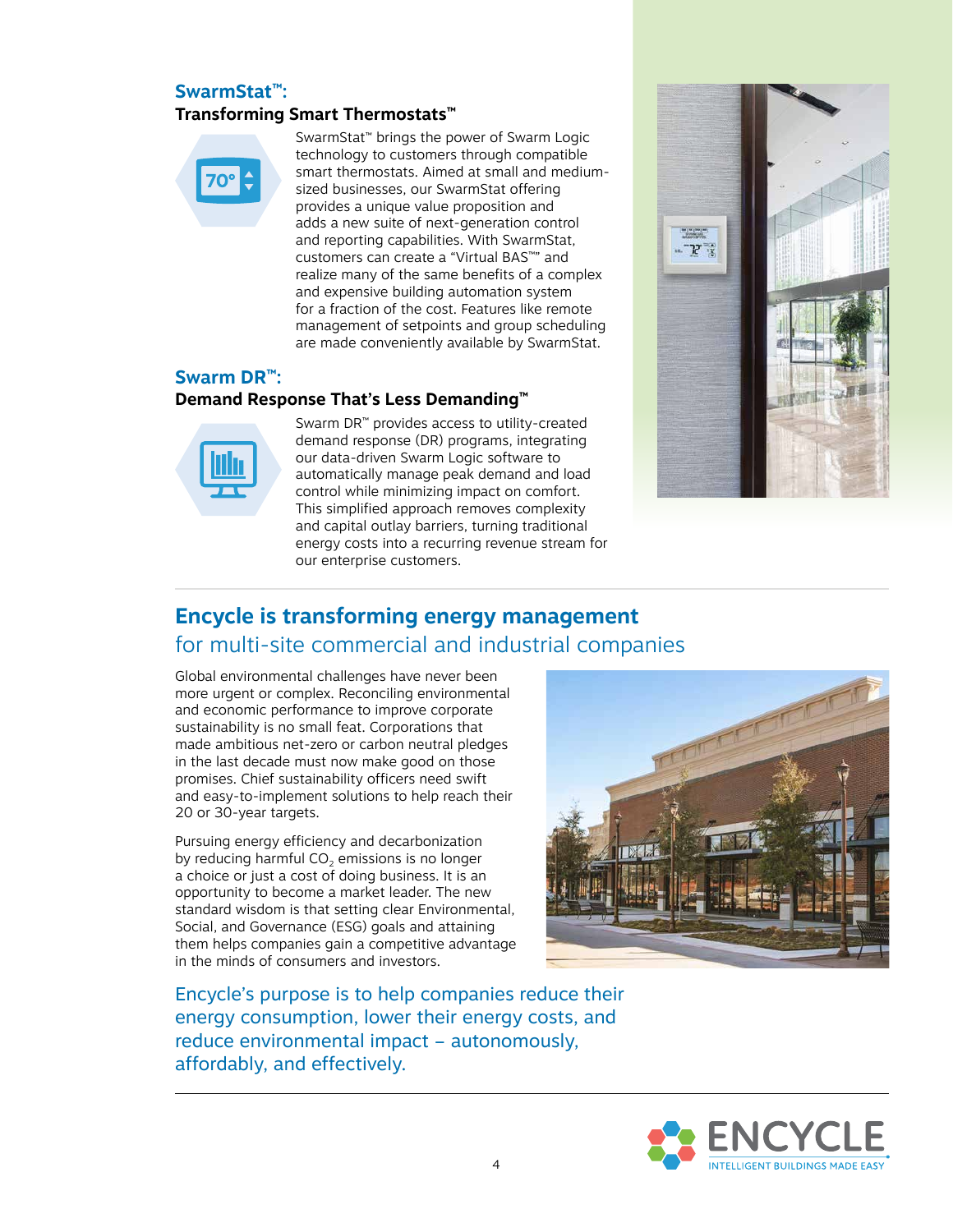## SwarmStat™:

### Transforming Smart Thermostats™

SwarmStat™ brings the power of Swarm Logic technology to customers through compatible smart thermostats. Aimed at small and medium-sized businesses, our SwarmStat offering provides a unique value proposition and adds a new suite of next-generation control and reporting capabilities. With SwarmStat, customers can create a "Virtual BAS™" and realize many of the same benefits of a complex and expensive building automation system for a fraction of the cost. Features like remote management of setpoints and group scheduling are made conveniently available by SwarmStat.

## Swarm DR™:

### Demand Response That's Less Demanding™

Swarm DR™ provides access to utility-created demand response (DR) programs, integrating our data-driven Swarm Logic software to automatically manage peak demand and load control while minimizing impact on comfort. This simplified approach removes complexity and capital outlay barriers, turning traditional energy costs into a recurring revenue stream for our enterprise customers.

## Encycle is transforming energy management for multi-site commercial and industrial companies

Global environmental challenges have never been more urgent or complex. Reconciling environmental and economic performance to improve corporate sustainability is no small feat. Corporations that made ambitious net-zero or carbon neutral pledges in the last decade must now make good on those promises. Chief sustainability officers need swift and easy-to-implement solutions to help reach their 20 or 30-year targets.

Pursuing energy efficiency and decarbonization by reducing harmful $CO_2$ emissions is no longer a choice or just a cost of doing business. It is an opportunity to become a market leader. The new standard wisdom is that setting clear Environmental, Social, and Governance (ESG) goals and attaining them helps companies gain a competitive advantage in the minds of consumers and investors.

Encycle's purpose is to help companies reduce their energy consumption, lower their energy costs, and reduce environmental impact – autonomously, affordably, and effectively.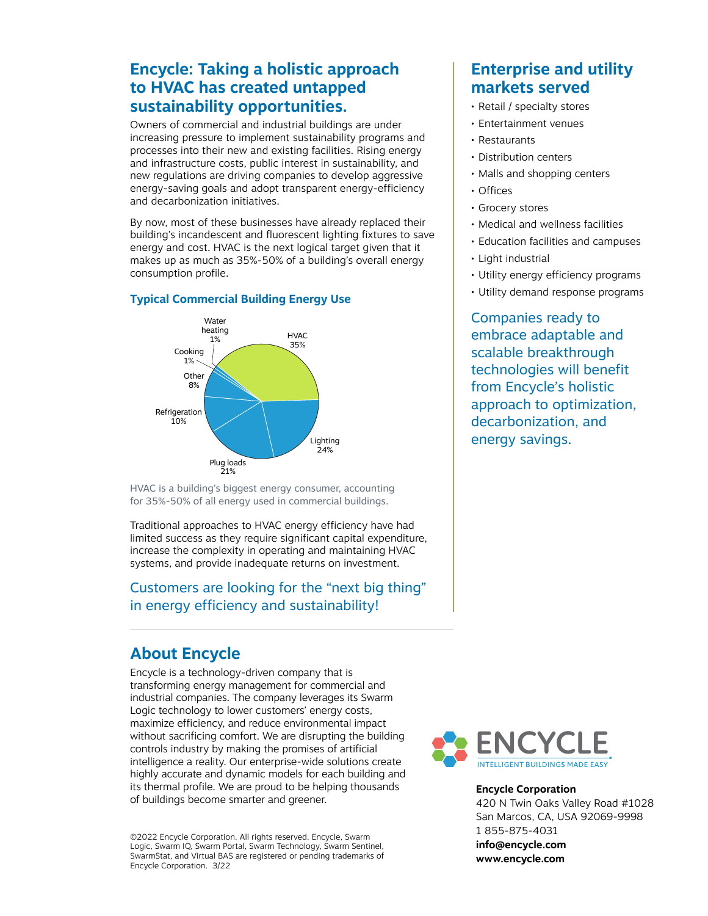## Encycle: Taking a holistic approach to HVAC has created untapped sustainability opportunities.

Owners of commercial and industrial buildings are under increasing pressure to implement sustainability programs and processes into their new and existing facilities. Rising energy and infrastructure costs, public interest in sustainability, and new regulations are driving companies to develop aggressive energy-saving goals and adopt transparent energy-efficiency and decarbonization initiatives.

By now, most of these businesses have already replaced their building's incandescent and fluorescent lighting fixtures to save energy and cost. HVAC is the next logical target given that it makes up as much as 35%-50% of a building's overall energy consumption profile.

### Typical Commercial Building Energy Use

Water heating 1%
HVAC 35%
Cooking 1%
Other 8%
Refrigeration 10%
Lighting 24%
Plug loads 21%

HVAC is a building's biggest energy consumer, accounting for 35%-50% of all energy used in commercial buildings.

Traditional approaches to HVAC energy efficiency have had limited success as they require significant capital expenditure, increase the complexity in operating and maintaining HVAC systems, and provide inadequate returns on investment.

Customers are looking for the "next big thing" in energy efficiency and sustainability!

## Enterprise and utility markets served

- Retail / specialty stores
- Entertainment venues
- Restaurants
- Distribution centers
- Malls and shopping centers
- Offices
- Grocery stores
- Medical and wellness facilities
- Education facilities and campuses
- Light industrial
- Utility energy efficiency programs
- Utility demand response programs

Companies ready to embrace adaptable and scalable breakthrough technologies will benefit from Encycle's holistic approach to optimization, decarbonization, and energy savings.

## About Encycle

Encycle is a technology-driven company that is transforming energy management for commercial and industrial companies. The company leverages its Swarm Logic technology to lower customers' energy costs, maximize efficiency, and reduce environmental impact without sacrificing comfort. We are disrupting the building controls industry by making the promises of artificial intelligence a reality. Our enterprise-wide solutions create highly accurate and dynamic models for each building and its thermal profile. We are proud to be helping thousands of buildings become smarter and greener.

ENCYCLE
INTELLIGENT BUILDINGS MADE EASY

**Encycle Corporation**
420 N Twin Oaks Valley Road #1028
San Marcos, CA, USA 92069-9998
1 855-875-4031
**info@encycle.com**
**www.encycle.com**

©2022 Encycle Corporation. All rights reserved. Encycle, Swarm Logic, Swarm IQ, Swarm Portal, Swarm Technology, Swarm Sentinel, SwarmStat, and Virtual BAS are registered or pending trademarks of Encycle Corporation. 3/22